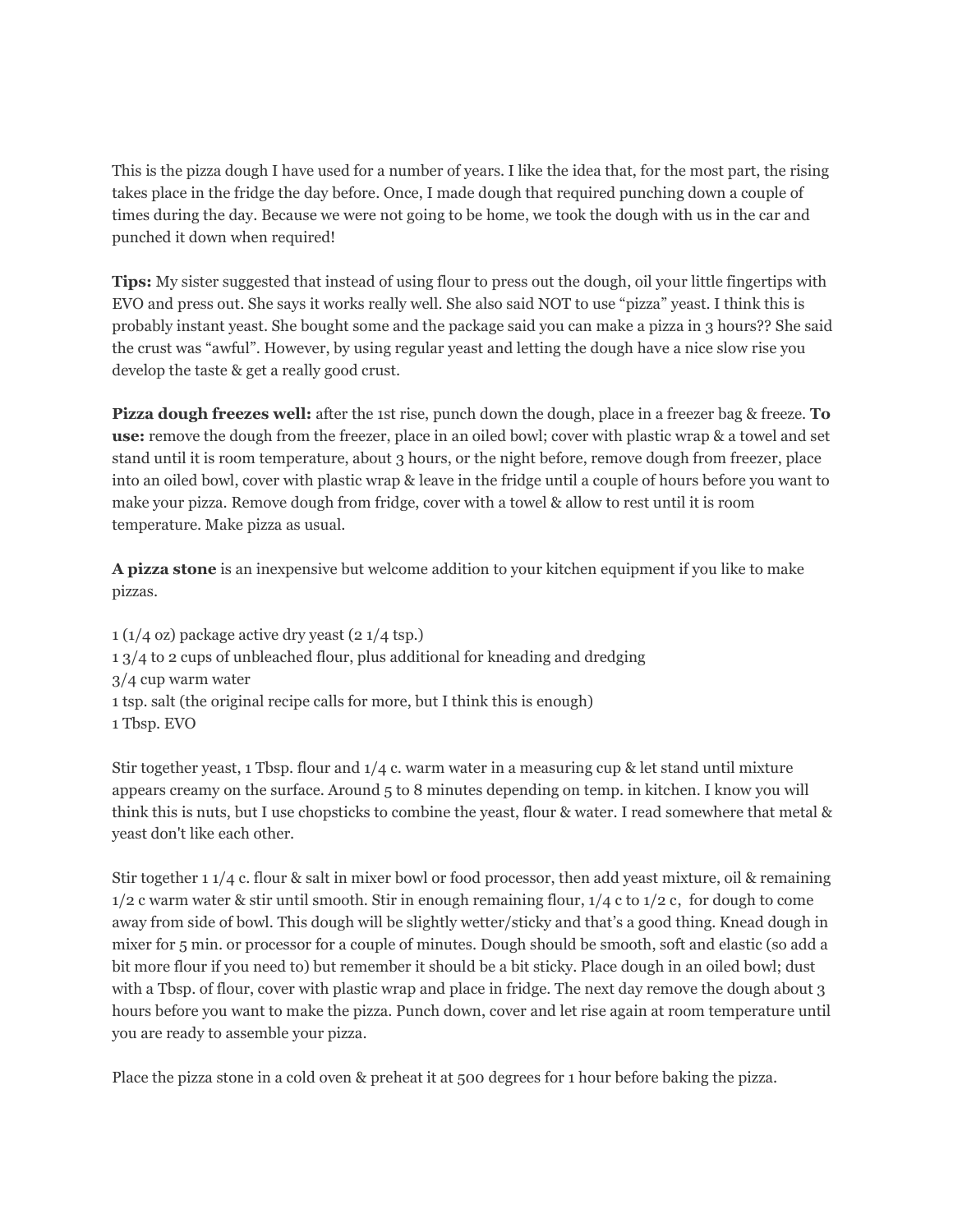This is the pizza dough I have used for a number of years. I like the idea that, for the most part, the rising takes place in the fridge the day before. Once, I made dough that required punching down a couple of times during the day. Because we were not going to be home, we took the dough with us in the car and punched it down when required!

**Tips:** My sister suggested that instead of using flour to press out the dough, oil your little fingertips with EVO and press out. She says it works really well. She also said NOT to use "pizza" yeast. I think this is probably instant yeast. She bought some and the package said you can make a pizza in 3 hours?? She said the crust was "awful". However, by using regular yeast and letting the dough have a nice slow rise you develop the taste & get a really good crust.

**Pizza dough freezes well:** after the 1st rise, punch down the dough, place in a freezer bag & freeze. **To use:** remove the dough from the freezer, place in an oiled bowl; cover with plastic wrap & a towel and set stand until it is room temperature, about 3 hours, or the night before, remove dough from freezer, place into an oiled bowl, cover with plastic wrap & leave in the fridge until a couple of hours before you want to make your pizza. Remove dough from fridge, cover with a towel & allow to rest until it is room temperature. Make pizza as usual.

**A pizza stone** is an inexpensive but welcome addition to your kitchen equipment if you like to make pizzas.

1 (1/4 oz) package active dry yeast (2 1/4 tsp.)
1 3/4 to 2 cups of unbleached flour, plus additional for kneading and dredging
3/4 cup warm water
1 tsp. salt (the original recipe calls for more, but I think this is enough)
1 Tbsp. EVO

Stir together yeast, 1 Tbsp. flour and 1/4 c. warm water in a measuring cup & let stand until mixture appears creamy on the surface. Around 5 to 8 minutes depending on temp. in kitchen. I know you will think this is nuts, but I use chopsticks to combine the yeast, flour & water. I read somewhere that metal & yeast don't like each other.

Stir together 1 1/4 c. flour & salt in mixer bowl or food processor, then add yeast mixture, oil & remaining 1/2 c warm water & stir until smooth. Stir in enough remaining flour, 1/4 c to 1/2 c, for dough to come away from side of bowl. This dough will be slightly wetter/sticky and that's a good thing. Knead dough in mixer for 5 min. or processor for a couple of minutes. Dough should be smooth, soft and elastic (so add a bit more flour if you need to) but remember it should be a bit sticky. Place dough in an oiled bowl; dust with a Tbsp. of flour, cover with plastic wrap and place in fridge. The next day remove the dough about 3 hours before you want to make the pizza. Punch down, cover and let rise again at room temperature until you are ready to assemble your pizza.

Place the pizza stone in a cold oven & preheat it at 500 degrees for 1 hour before baking the pizza.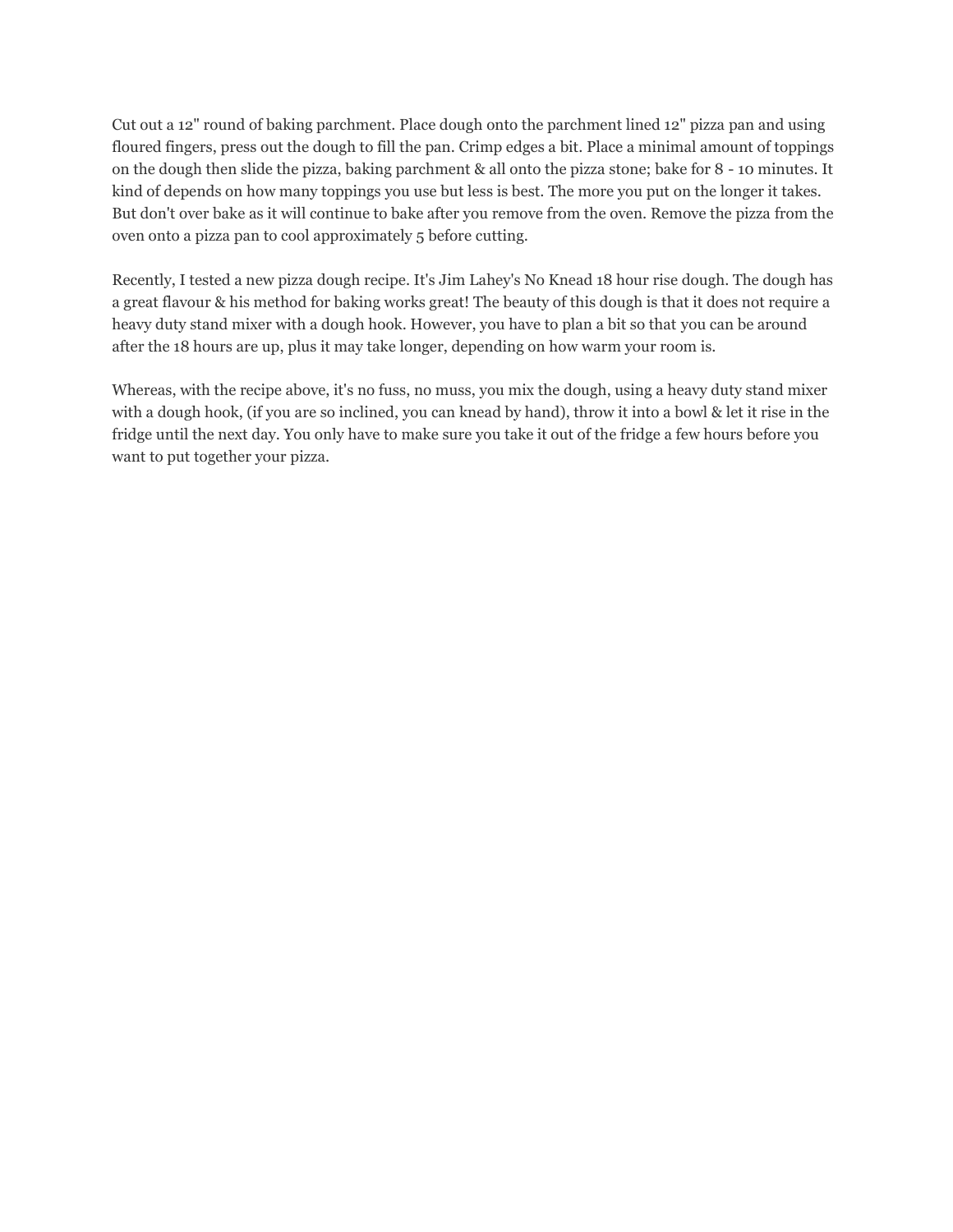Cut out a 12" round of baking parchment. Place dough onto the parchment lined 12" pizza pan and using floured fingers, press out the dough to fill the pan. Crimp edges a bit. Place a minimal amount of toppings on the dough then slide the pizza, baking parchment & all onto the pizza stone; bake for 8 - 10 minutes. It kind of depends on how many toppings you use but less is best. The more you put on the longer it takes. But don't over bake as it will continue to bake after you remove from the oven. Remove the pizza from the oven onto a pizza pan to cool approximately 5 before cutting.

Recently, I tested a new pizza dough recipe. It's Jim Lahey's No Knead 18 hour rise dough. The dough has a great flavour & his method for baking works great! The beauty of this dough is that it does not require a heavy duty stand mixer with a dough hook. However, you have to plan a bit so that you can be around after the 18 hours are up, plus it may take longer, depending on how warm your room is.

Whereas, with the recipe above, it's no fuss, no muss, you mix the dough, using a heavy duty stand mixer with a dough hook, (if you are so inclined, you can knead by hand), throw it into a bowl & let it rise in the fridge until the next day. You only have to make sure you take it out of the fridge a few hours before you want to put together your pizza.